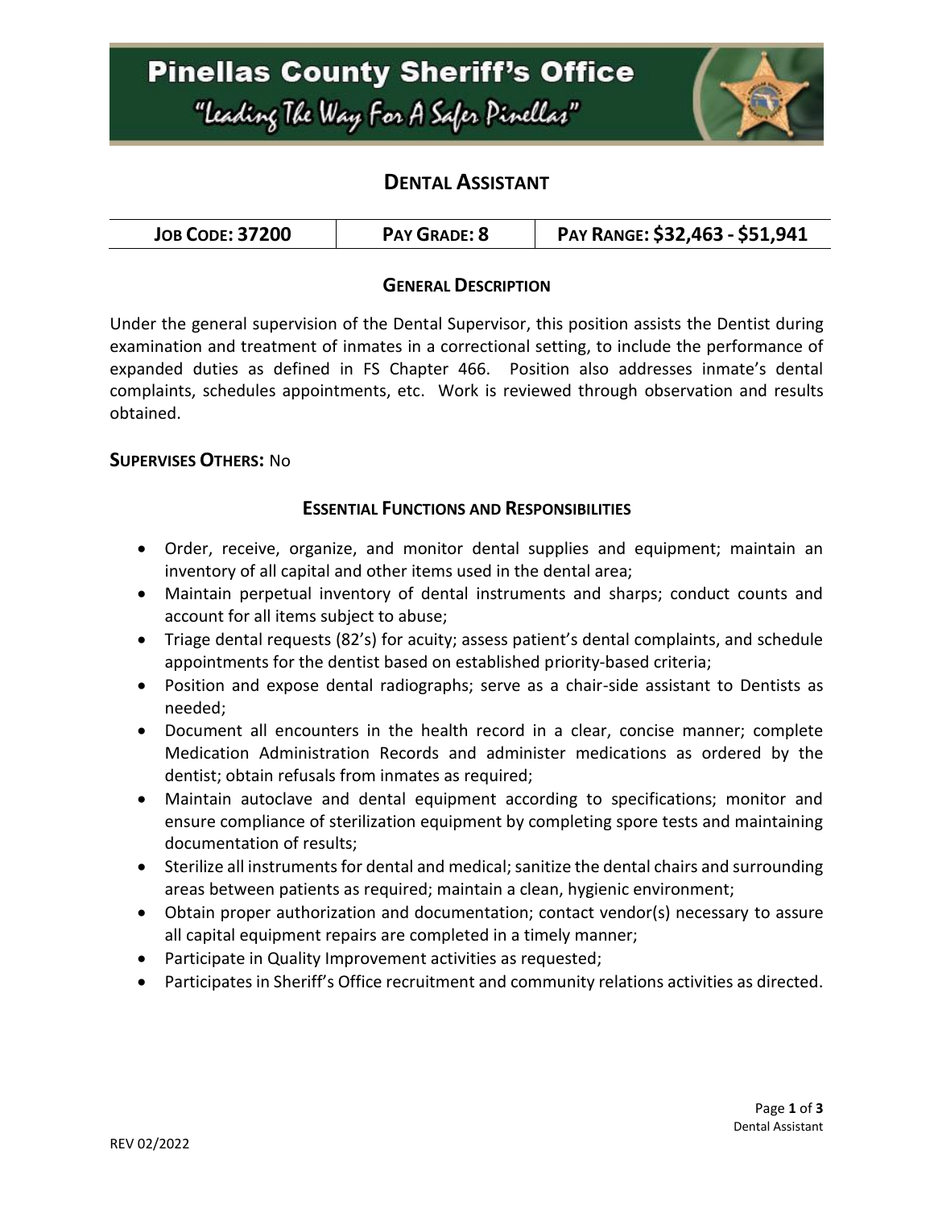# Pinellas County Sheriff's Office

*"Leading The Way For A Safer Pinellas"*

## DENTAL ASSISTANT

| JOB CODE: 37200 | PAY GRADE: 8 | PAY RANGE: $32,463 - $51,941 |
| --- | --- | --- |

### GENERAL DESCRIPTION

Under the general supervision of the Dental Supervisor, this position assists the Dentist during examination and treatment of inmates in a correctional setting, to include the performance of expanded duties as defined in FS Chapter 466. Position also addresses inmate's dental complaints, schedules appointments, etc. Work is reviewed through observation and results obtained.

**SUPERVISES OTHERS:** No

### ESSENTIAL FUNCTIONS AND RESPONSIBILITIES

- Order, receive, organize, and monitor dental supplies and equipment; maintain an inventory of all capital and other items used in the dental area;
- Maintain perpetual inventory of dental instruments and sharps; conduct counts and account for all items subject to abuse;
- Triage dental requests (82's) for acuity; assess patient's dental complaints, and schedule appointments for the dentist based on established priority-based criteria;
- Position and expose dental radiographs; serve as a chair-side assistant to Dentists as needed;
- Document all encounters in the health record in a clear, concise manner; complete Medication Administration Records and administer medications as ordered by the dentist; obtain refusals from inmates as required;
- Maintain autoclave and dental equipment according to specifications; monitor and ensure compliance of sterilization equipment by completing spore tests and maintaining documentation of results;
- Sterilize all instruments for dental and medical; sanitize the dental chairs and surrounding areas between patients as required; maintain a clean, hygienic environment;
- Obtain proper authorization and documentation; contact vendor(s) necessary to assure all capital equipment repairs are completed in a timely manner;
- Participate in Quality Improvement activities as requested;
- Participates in Sheriff's Office recruitment and community relations activities as directed.

REV 02/2022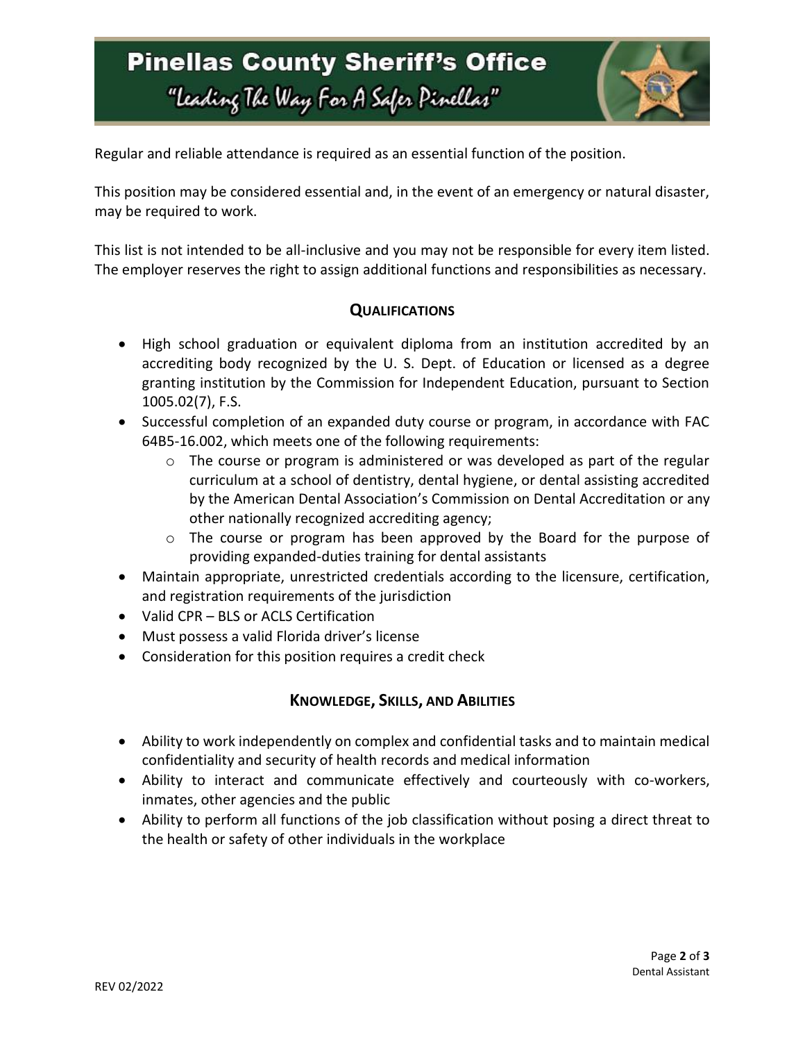Regular and reliable attendance is required as an essential function of the position.

This position may be considered essential and, in the event of an emergency or natural disaster, may be required to work.

This list is not intended to be all-inclusive and you may not be responsible for every item listed. The employer reserves the right to assign additional functions and responsibilities as necessary.

## Qualifications

- High school graduation or equivalent diploma from an institution accredited by an accrediting body recognized by the U. S. Dept. of Education or licensed as a degree granting institution by the Commission for Independent Education, pursuant to Section 1005.02(7), F.S.
- Successful completion of an expanded duty course or program, in accordance with FAC 64B5-16.002, which meets one of the following requirements:
  - The course or program is administered or was developed as part of the regular curriculum at a school of dentistry, dental hygiene, or dental assisting accredited by the American Dental Association's Commission on Dental Accreditation or any other nationally recognized accrediting agency;
  - The course or program has been approved by the Board for the purpose of providing expanded-duties training for dental assistants
- Maintain appropriate, unrestricted credentials according to the licensure, certification, and registration requirements of the jurisdiction
- Valid CPR – BLS or ACLS Certification
- Must possess a valid Florida driver's license
- Consideration for this position requires a credit check

## Knowledge, Skills, and Abilities

- Ability to work independently on complex and confidential tasks and to maintain medical confidentiality and security of health records and medical information
- Ability to interact and communicate effectively and courteously with co-workers, inmates, other agencies and the public
- Ability to perform all functions of the job classification without posing a direct threat to the health or safety of other individuals in the workplace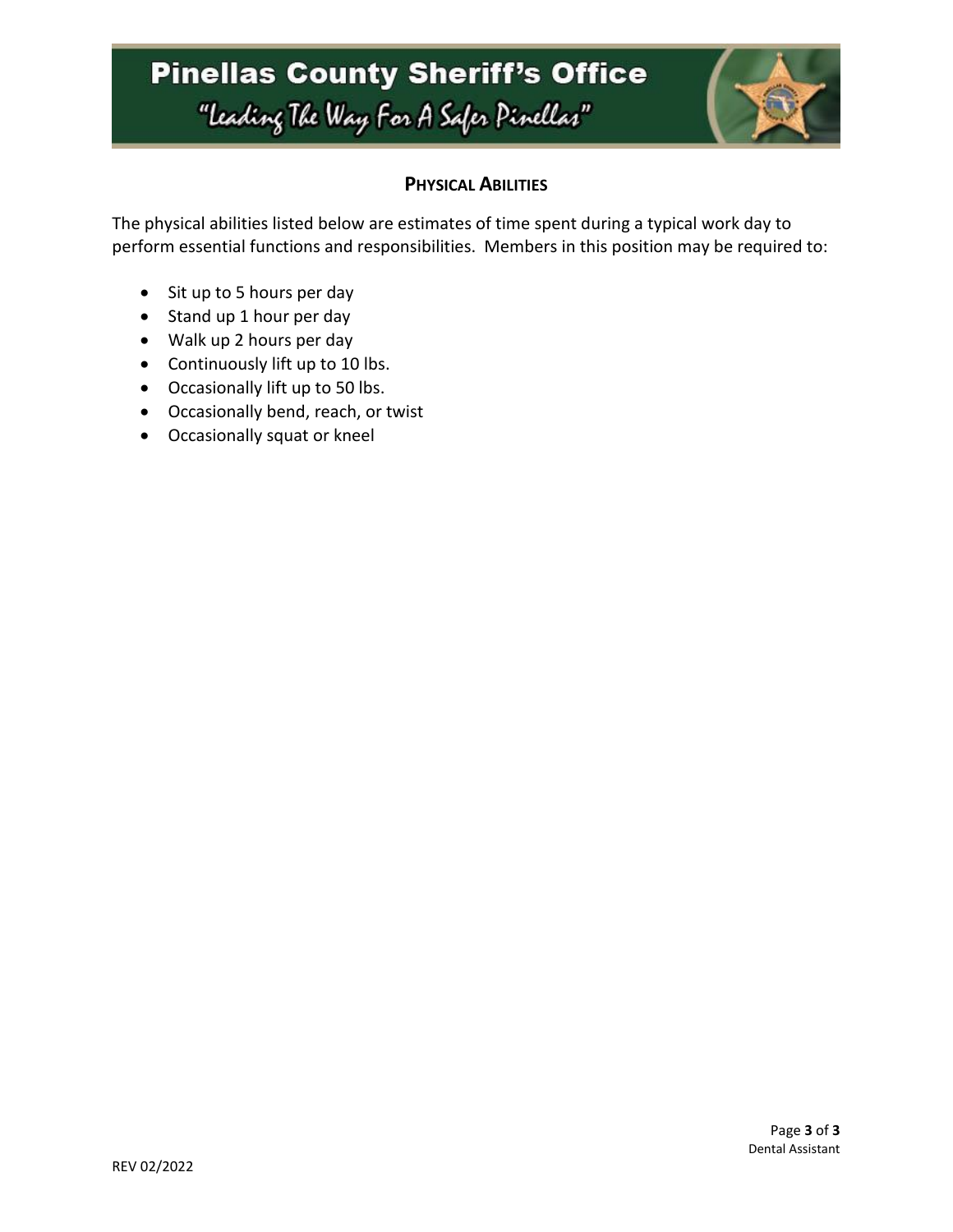## Physical Abilities

The physical abilities listed below are estimates of time spent during a typical work day to perform essential functions and responsibilities. Members in this position may be required to:

- Sit up to 5 hours per day
- Stand up 1 hour per day
- Walk up 2 hours per day
- Continuously lift up to 10 lbs.
- Occasionally lift up to 50 lbs.
- Occasionally bend, reach, or twist
- Occasionally squat or kneel